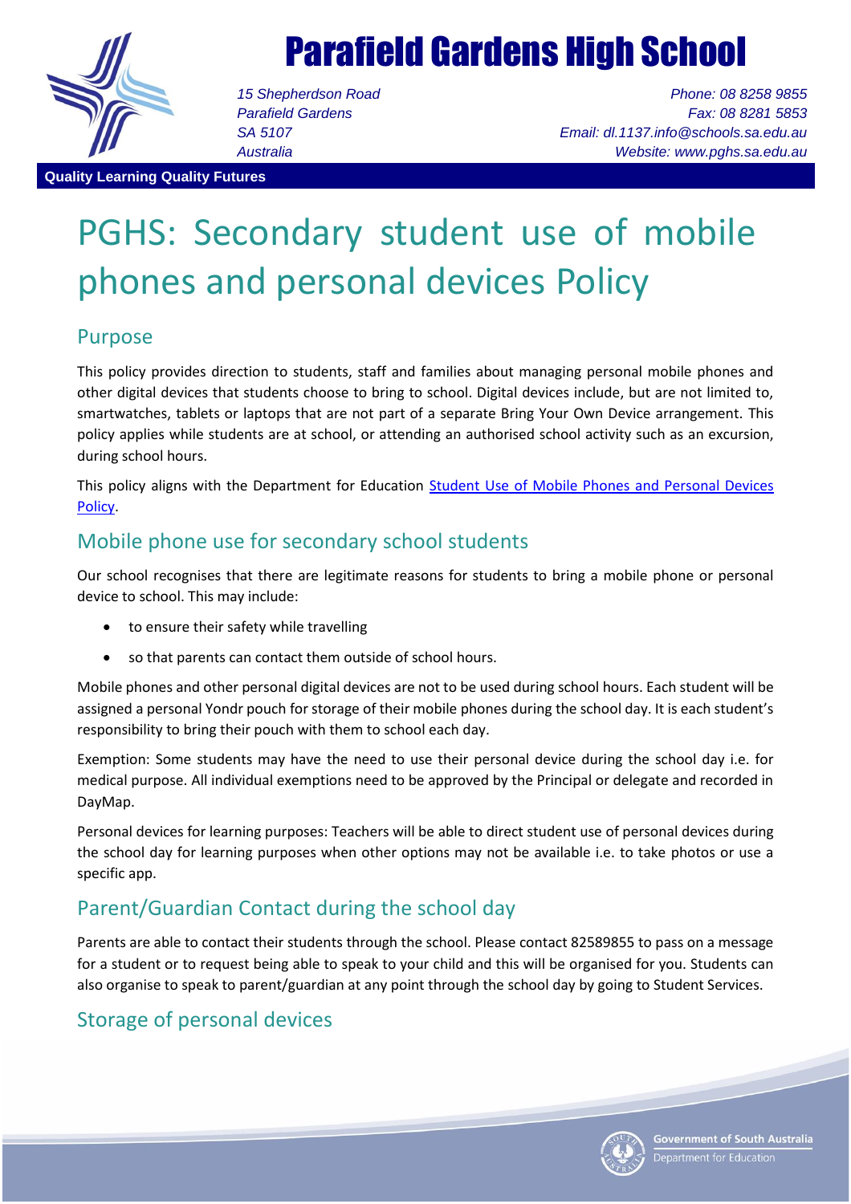# Parafield Gardens High School

*15 Shepherdson Road*
*Parafield Gardens*
*SA 5107*
*Australia*

*Phone: 08 8258 9855*
*Fax: 08 8281 5853*
*Email: dl.1137.info@schools.sa.edu.au*
*Website: www.pghs.sa.edu.au*

**Quality Learning Quality Futures**

# PGHS: Secondary student use of mobile phones and personal devices Policy

## Purpose

This policy provides direction to students, staff and families about managing personal mobile phones and other digital devices that students choose to bring to school. Digital devices include, but are not limited to, smartwatches, tablets or laptops that are not part of a separate Bring Your Own Device arrangement. This policy applies while students are at school, or attending an authorised school activity such as an excursion, during school hours.

This policy aligns with the Department for Education Student Use of Mobile Phones and Personal Devices Policy.

## Mobile phone use for secondary school students

Our school recognises that there are legitimate reasons for students to bring a mobile phone or personal device to school. This may include:

- to ensure their safety while travelling
- so that parents can contact them outside of school hours.

Mobile phones and other personal digital devices are not to be used during school hours. Each student will be assigned a personal Yondr pouch for storage of their mobile phones during the school day. It is each student's responsibility to bring their pouch with them to school each day.

Exemption: Some students may have the need to use their personal device during the school day i.e. for medical purpose. All individual exemptions need to be approved by the Principal or delegate and recorded in DayMap.

Personal devices for learning purposes: Teachers will be able to direct student use of personal devices during the school day for learning purposes when other options may not be available i.e. to take photos or use a specific app.

## Parent/Guardian Contact during the school day

Parents are able to contact their students through the school. Please contact 82589855 to pass on a message for a student or to request being able to speak to your child and this will be organised for you. Students can also organise to speak to parent/guardian at any point through the school day by going to Student Services.

## Storage of personal devices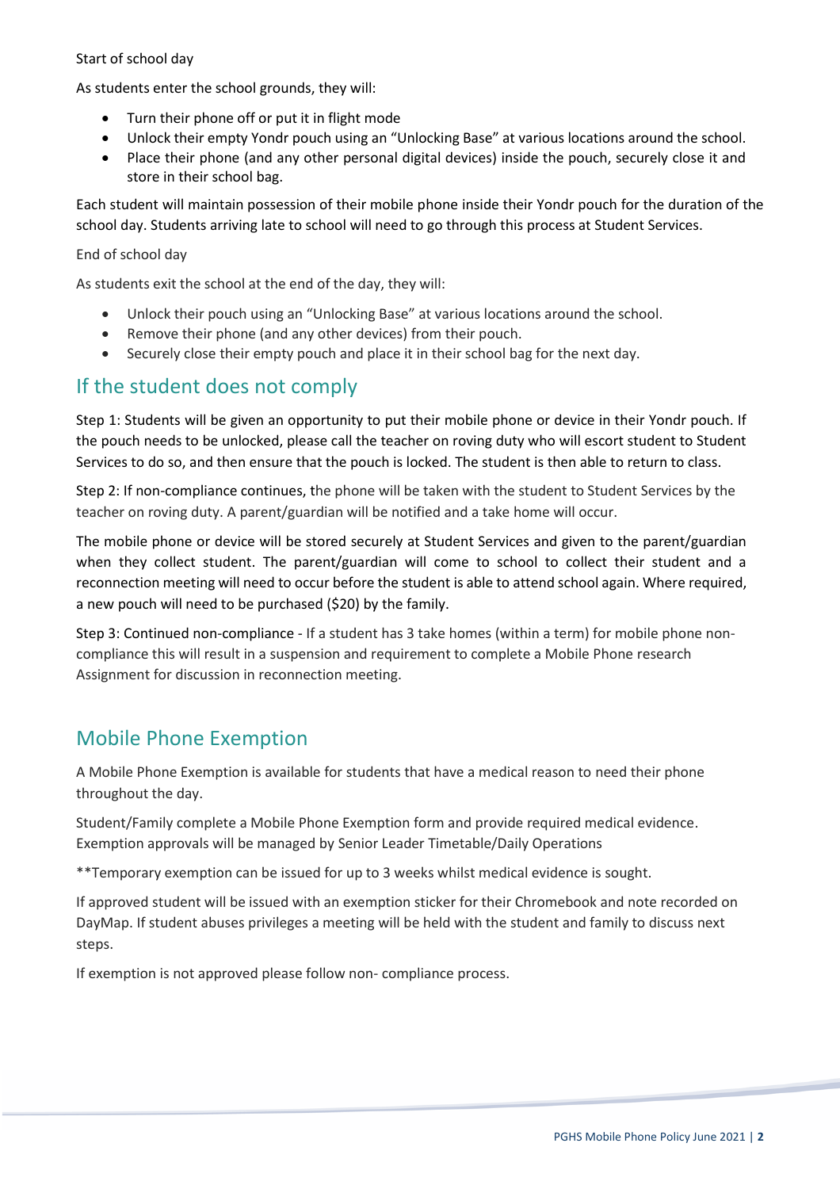Start of school day

As students enter the school grounds, they will:

- Turn their phone off or put it in flight mode
- Unlock their empty Yondr pouch using an "Unlocking Base" at various locations around the school.
- Place their phone (and any other personal digital devices) inside the pouch, securely close it and store in their school bag.

Each student will maintain possession of their mobile phone inside their Yondr pouch for the duration of the school day. Students arriving late to school will need to go through this process at Student Services.

End of school day

As students exit the school at the end of the day, they will:

- Unlock their pouch using an "Unlocking Base" at various locations around the school.
- Remove their phone (and any other devices) from their pouch.
- Securely close their empty pouch and place it in their school bag for the next day.

## If the student does not comply

Step 1: Students will be given an opportunity to put their mobile phone or device in their Yondr pouch. If the pouch needs to be unlocked, please call the teacher on roving duty who will escort student to Student Services to do so, and then ensure that the pouch is locked. The student is then able to return to class.

Step 2: If non-compliance continues, the phone will be taken with the student to Student Services by the teacher on roving duty. A parent/guardian will be notified and a take home will occur.

The mobile phone or device will be stored securely at Student Services and given to the parent/guardian when they collect student. The parent/guardian will come to school to collect their student and a reconnection meeting will need to occur before the student is able to attend school again. Where required, a new pouch will need to be purchased ($20) by the family.

Step 3: Continued non-compliance - If a student has 3 take homes (within a term) for mobile phone non-compliance this will result in a suspension and requirement to complete a Mobile Phone research Assignment for discussion in reconnection meeting.

## Mobile Phone Exemption

A Mobile Phone Exemption is available for students that have a medical reason to need their phone throughout the day.

Student/Family complete a Mobile Phone Exemption form and provide required medical evidence. Exemption approvals will be managed by Senior Leader Timetable/Daily Operations

**Temporary exemption can be issued for up to 3 weeks whilst medical evidence is sought.

If approved student will be issued with an exemption sticker for their Chromebook and note recorded on DayMap. If student abuses privileges a meeting will be held with the student and family to discuss next steps.

If exemption is not approved please follow non- compliance process.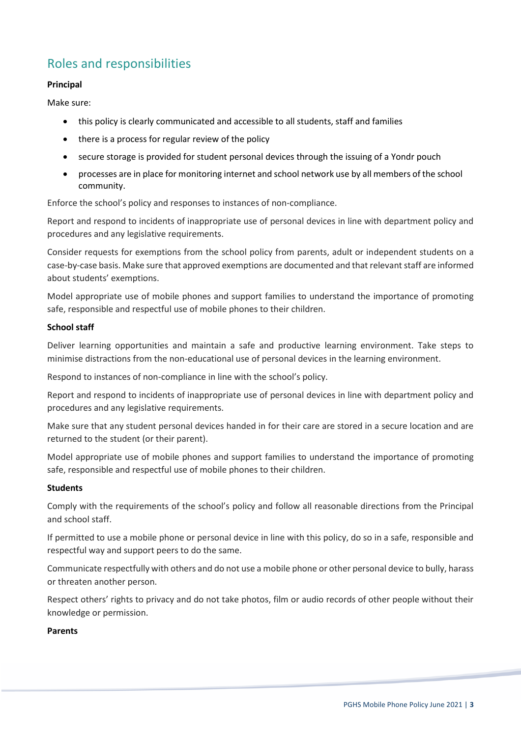## Roles and responsibilities

**Principal**

Make sure:

- this policy is clearly communicated and accessible to all students, staff and families
- there is a process for regular review of the policy
- secure storage is provided for student personal devices through the issuing of a Yondr pouch
- processes are in place for monitoring internet and school network use by all members of the school community.

Enforce the school's policy and responses to instances of non-compliance.

Report and respond to incidents of inappropriate use of personal devices in line with department policy and procedures and any legislative requirements.

Consider requests for exemptions from the school policy from parents, adult or independent students on a case-by-case basis. Make sure that approved exemptions are documented and that relevant staff are informed about students' exemptions.

Model appropriate use of mobile phones and support families to understand the importance of promoting safe, responsible and respectful use of mobile phones to their children.

**School staff**

Deliver learning opportunities and maintain a safe and productive learning environment. Take steps to minimise distractions from the non-educational use of personal devices in the learning environment.

Respond to instances of non-compliance in line with the school's policy.

Report and respond to incidents of inappropriate use of personal devices in line with department policy and procedures and any legislative requirements.

Make sure that any student personal devices handed in for their care are stored in a secure location and are returned to the student (or their parent).

Model appropriate use of mobile phones and support families to understand the importance of promoting safe, responsible and respectful use of mobile phones to their children.

**Students**

Comply with the requirements of the school's policy and follow all reasonable directions from the Principal and school staff.

If permitted to use a mobile phone or personal device in line with this policy, do so in a safe, responsible and respectful way and support peers to do the same.

Communicate respectfully with others and do not use a mobile phone or other personal device to bully, harass or threaten another person.

Respect others' rights to privacy and do not take photos, film or audio records of other people without their knowledge or permission.

**Parents**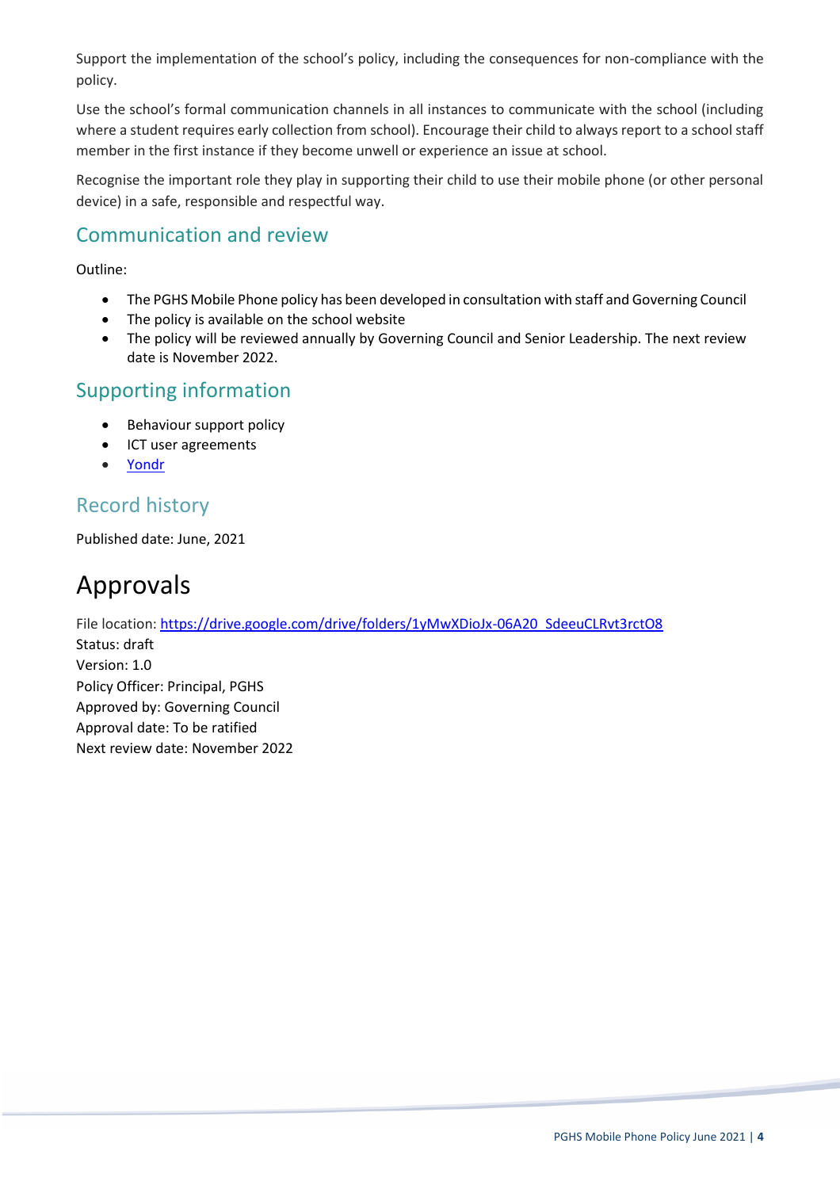Support the implementation of the school's policy, including the consequences for non-compliance with the policy.

Use the school's formal communication channels in all instances to communicate with the school (including where a student requires early collection from school). Encourage their child to always report to a school staff member in the first instance if they become unwell or experience an issue at school.

Recognise the important role they play in supporting their child to use their mobile phone (or other personal device) in a safe, responsible and respectful way.

## Communication and review

Outline:

- The PGHS Mobile Phone policy has been developed in consultation with staff and Governing Council
- The policy is available on the school website
- The policy will be reviewed annually by Governing Council and Senior Leadership. The next review date is November 2022.

## Supporting information

- Behaviour support policy
- ICT user agreements
- Yondr

## Record history

Published date: June, 2021

# Approvals

File location: https://drive.google.com/drive/folders/1yMwXDioJx-06A20_SdeeuCLRvt3rctO8
Status: draft
Version: 1.0
Policy Officer: Principal, PGHS
Approved by: Governing Council
Approval date: To be ratified
Next review date: November 2022